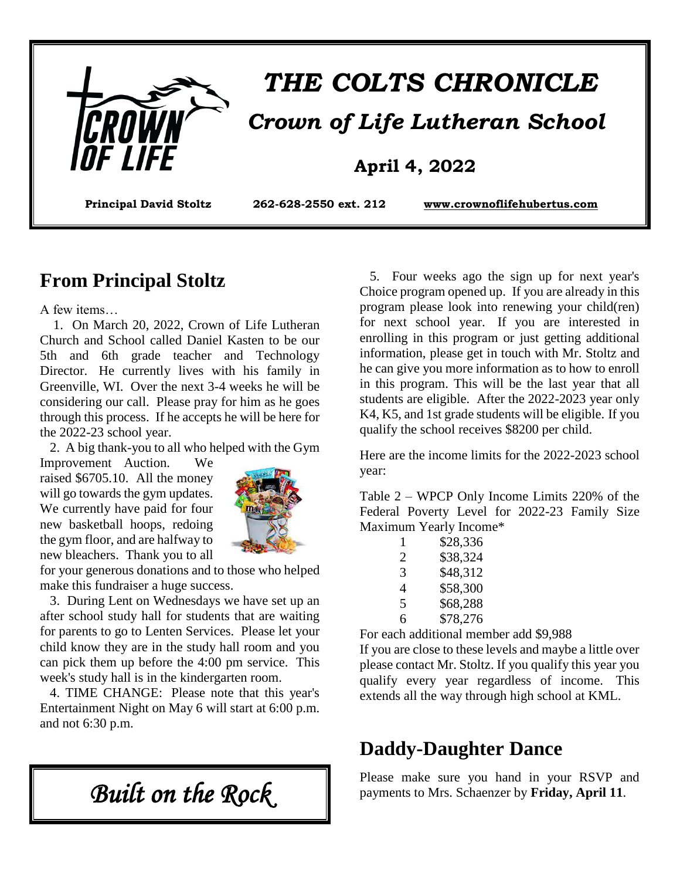# THE COLTS CHRONICLE

## Crown of Life Lutheran School

**April 4, 2022**

**Principal David Stoltz** **262-628-2550 ext. 212** **www.crownoflifehubertus.com**

## From Principal Stoltz

A few items…

1. On March 20, 2022, Crown of Life Lutheran Church and School called Daniel Kasten to be our 5th and 6th grade teacher and Technology Director. He currently lives with his family in Greenville, WI. Over the next 3-4 weeks he will be considering our call. Please pray for him as he goes through this process. If he accepts he will be here for the 2022-23 school year.

2. A big thank-you to all who helped with the Gym Improvement Auction. We raised $6705.10. All the money will go towards the gym updates. We currently have paid for four new basketball hoops, redoing the gym floor, and are halfway to new bleachers. Thank you to all for your generous donations and to those who helped make this fundraiser a huge success.

3. During Lent on Wednesdays we have set up an after school study hall for students that are waiting for parents to go to Lenten Services. Please let your child know they are in the study hall room and you can pick them up before the 4:00 pm service. This week's study hall is in the kindergarten room.

4. TIME CHANGE: Please note that this year's Entertainment Night on May 6 will start at 6:00 p.m. and not 6:30 p.m.

5. Four weeks ago the sign up for next year's Choice program opened up. If you are already in this program please look into renewing your child(ren) for next school year. If you are interested in enrolling in this program or just getting additional information, please get in touch with Mr. Stoltz and he can give you more information as to how to enroll in this program. This will be the last year that all students are eligible. After the 2022-2023 year only K4, K5, and 1st grade students will be eligible. If you qualify the school receives $8200 per child.

Here are the income limits for the 2022-2023 school year:

Table 2 – WPCP Only Income Limits 220% of the Federal Poverty Level for 2022-23 Family Size Maximum Yearly Income*

| Family Size | Maximum Yearly Income* |
|---|---|
| 1 | $28,336 |
| 2 | $38,324 |
| 3 | $48,312 |
| 4 | $58,300 |
| 5 | $68,288 |
| 6 | $78,276 |

For each additional member add $9,988

If you are close to these levels and maybe a little over please contact Mr. Stoltz. If you qualify this year you qualify every year regardless of income. This extends all the way through high school at KML.

*Built on the Rock*

## Daddy-Daughter Dance

Please make sure you hand in your RSVP and payments to Mrs. Schaenzer by **Friday, April 11**.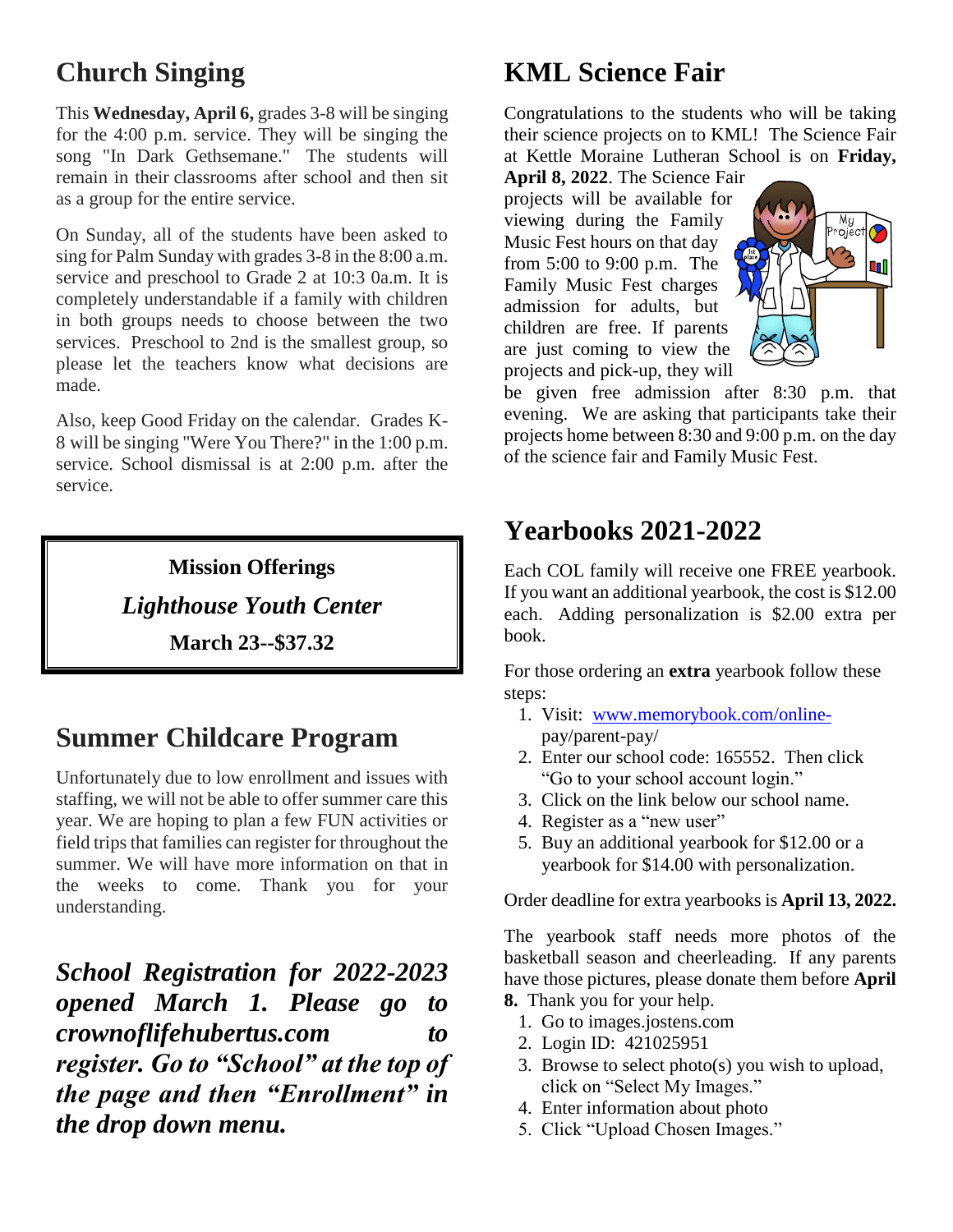## Church Singing

This **Wednesday, April 6,** grades 3-8 will be singing for the 4:00 p.m. service. They will be singing the song "In Dark Gethsemane." The students will remain in their classrooms after school and then sit as a group for the entire service.

On Sunday, all of the students have been asked to sing for Palm Sunday with grades 3-8 in the 8:00 a.m. service and preschool to Grade 2 at 10:3 0a.m. It is completely understandable if a family with children in both groups needs to choose between the two services. Preschool to 2nd is the smallest group, so please let the teachers know what decisions are made.

Also, keep Good Friday on the calendar. Grades K-8 will be singing "Were You There?" in the 1:00 p.m. service. School dismissal is at 2:00 p.m. after the service.

**Mission Offerings**

***Lighthouse Youth Center***

**March 23--$37.32**

## Summer Childcare Program

Unfortunately due to low enrollment and issues with staffing, we will not be able to offer summer care this year. We are hoping to plan a few FUN activities or field trips that families can register for throughout the summer. We will have more information on that in the weeks to come. Thank you for your understanding.

***School Registration for 2022-2023 opened March 1. Please go to crownoflifehubertus.com to register. Go to "School" at the top of the page and then "Enrollment" in the drop down menu.***

## KML Science Fair

Congratulations to the students who will be taking their science projects on to KML! The Science Fair at Kettle Moraine Lutheran School is on **Friday, April 8, 2022**. The Science Fair projects will be available for viewing during the Family Music Fest hours on that day from 5:00 to 9:00 p.m. The Family Music Fest charges admission for adults, but children are free. If parents are just coming to view the projects and pick-up, they will be given free admission after 8:30 p.m. that evening. We are asking that participants take their projects home between 8:30 and 9:00 p.m. on the day of the science fair and Family Music Fest.

## Yearbooks 2021-2022

Each COL family will receive one FREE yearbook. If you want an additional yearbook, the cost is $12.00 each. Adding personalization is $2.00 extra per book.

For those ordering an **extra** yearbook follow these steps:

1. Visit: www.memorybook.com/online-pay/parent-pay/
2. Enter our school code: 165552. Then click "Go to your school account login."
3. Click on the link below our school name.
4. Register as a "new user"
5. Buy an additional yearbook for $12.00 or a yearbook for $14.00 with personalization.

Order deadline for extra yearbooks is **April 13, 2022.**

The yearbook staff needs more photos of the basketball season and cheerleading. If any parents have those pictures, please donate them before **April 8.** Thank you for your help.

1. Go to images.jostens.com
2. Login ID: 421025951
3. Browse to select photo(s) you wish to upload, click on "Select My Images."
4. Enter information about photo
5. Click "Upload Chosen Images."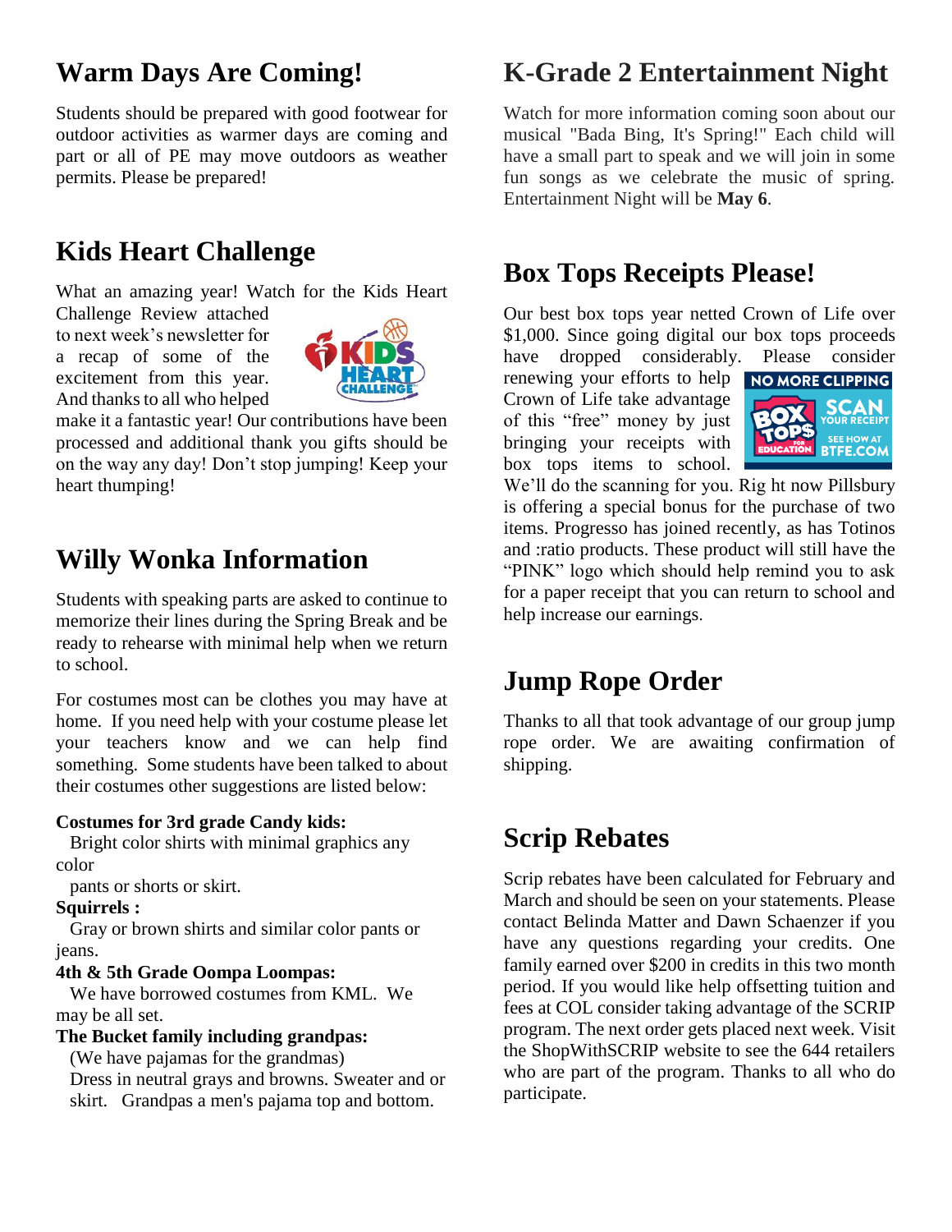## Warm Days Are Coming!

Students should be prepared with good footwear for outdoor activities as warmer days are coming and part or all of PE may move outdoors as weather permits. Please be prepared!

## Kids Heart Challenge

What an amazing year! Watch for the Kids Heart Challenge Review attached to next week's newsletter for a recap of some of the excitement from this year. And thanks to all who helped make it a fantastic year! Our contributions have been processed and additional thank you gifts should be on the way any day! Don't stop jumping! Keep your heart thumping!

## Willy Wonka Information

Students with speaking parts are asked to continue to memorize their lines during the Spring Break and be ready to rehearse with minimal help when we return to school.

For costumes most can be clothes you may have at home. If you need help with your costume please let your teachers know and we can help find something. Some students have been talked to about their costumes other suggestions are listed below:

**Costumes for 3rd grade Candy kids:**
Bright color shirts with minimal graphics any color
pants or shorts or skirt.

**Squirrels :**
Gray or brown shirts and similar color pants or jeans.

**4th & 5th Grade Oompa Loompas:**
We have borrowed costumes from KML. We may be all set.

**The Bucket family including grandpas:**
(We have pajamas for the grandmas)
Dress in neutral grays and browns. Sweater and or skirt. Grandpas a men's pajama top and bottom.

## K-Grade 2 Entertainment Night

Watch for more information coming soon about our musical "Bada Bing, It's Spring!" Each child will have a small part to speak and we will join in some fun songs as we celebrate the music of spring. Entertainment Night will be **May 6**.

## Box Tops Receipts Please!

Our best box tops year netted Crown of Life over $1,000. Since going digital our box tops proceeds have dropped considerably. Please consider renewing your efforts to help Crown of Life take advantage of this "free" money by just bringing your receipts with box tops items to school. We'll do the scanning for you. Rig ht now Pillsbury is offering a special bonus for the purchase of two items. Progresso has joined recently, as has Totinos and :ratio products. These product will still have the "PINK" logo which should help remind you to ask for a paper receipt that you can return to school and help increase our earnings.

## Jump Rope Order

Thanks to all that took advantage of our group jump rope order. We are awaiting confirmation of shipping.

## Scrip Rebates

Scrip rebates have been calculated for February and March and should be seen on your statements. Please contact Belinda Matter and Dawn Schaenzer if you have any questions regarding your credits. One family earned over $200 in credits in this two month period. If you would like help offsetting tuition and fees at COL consider taking advantage of the SCRIP program. The next order gets placed next week. Visit the ShopWithSCRIP website to see the 644 retailers who are part of the program. Thanks to all who do participate.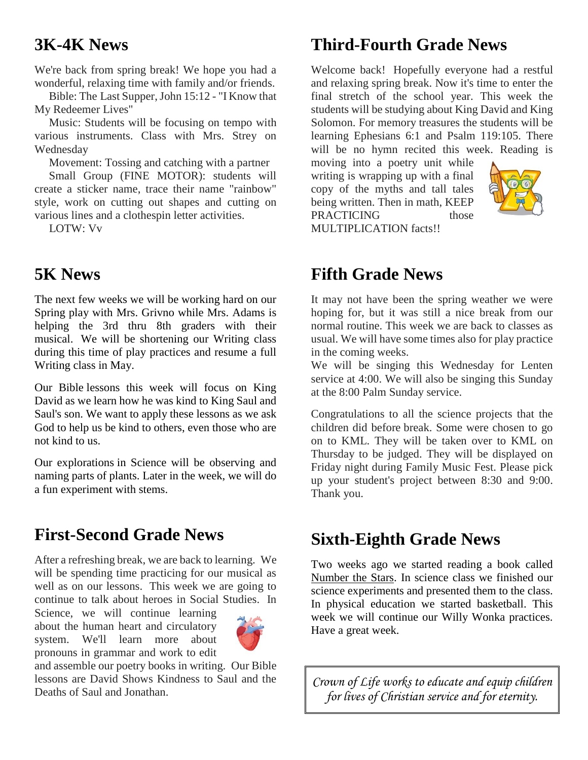## 3K-4K News

We're back from spring break! We hope you had a wonderful, relaxing time with family and/or friends.

Bible: The Last Supper, John 15:12 - "I Know that My Redeemer Lives"

Music: Students will be focusing on tempo with various instruments. Class with Mrs. Strey on Wednesday

Movement: Tossing and catching with a partner

Small Group (FINE MOTOR): students will create a sticker name, trace their name "rainbow" style, work on cutting out shapes and cutting on various lines and a clothespin letter activities.

LOTW: Vv

## 5K News

The next few weeks we will be working hard on our Spring play with Mrs. Grivno while Mrs. Adams is helping the 3rd thru 8th graders with their musical. We will be shortening our Writing class during this time of play practices and resume a full Writing class in May.

Our Bible lessons this week will focus on King David as we learn how he was kind to King Saul and Saul's son. We want to apply these lessons as we ask God to help us be kind to others, even those who are not kind to us.

Our explorations in Science will be observing and naming parts of plants. Later in the week, we will do a fun experiment with stems.

## First-Second Grade News

After a refreshing break, we are back to learning. We will be spending time practicing for our musical as well as on our lessons. This week we are going to continue to talk about heroes in Social Studies. In Science, we will continue learning about the human heart and circulatory system. We'll learn more about pronouns in grammar and work to edit and assemble our poetry books in writing. Our Bible lessons are David Shows Kindness to Saul and the Deaths of Saul and Jonathan.

## Third-Fourth Grade News

Welcome back! Hopefully everyone had a restful and relaxing spring break. Now it's time to enter the final stretch of the school year. This week the students will be studying about King David and King Solomon. For memory treasures the students will be learning Ephesians 6:1 and Psalm 119:105. There will be no hymn recited this week. Reading is moving into a poetry unit while writing is wrapping up with a final copy of the myths and tall tales being written. Then in math, KEEP PRACTICING those MULTIPLICATION facts!!

## Fifth Grade News

It may not have been the spring weather we were hoping for, but it was still a nice break from our normal routine. This week we are back to classes as usual. We will have some times also for play practice in the coming weeks.

We will be singing this Wednesday for Lenten service at 4:00. We will also be singing this Sunday at the 8:00 Palm Sunday service.

Congratulations to all the science projects that the children did before break. Some were chosen to go on to KML. They will be taken over to KML on Thursday to be judged. They will be displayed on Friday night during Family Music Fest. Please pick up your student's project between 8:30 and 9:00. Thank you.

## Sixth-Eighth Grade News

Two weeks ago we started reading a book called Number the Stars. In science class we finished our science experiments and presented them to the class. In physical education we started basketball. This week we will continue our Willy Wonka practices. Have a great week.

*Crown of Life works to educate and equip children for lives of Christian service and for eternity.*